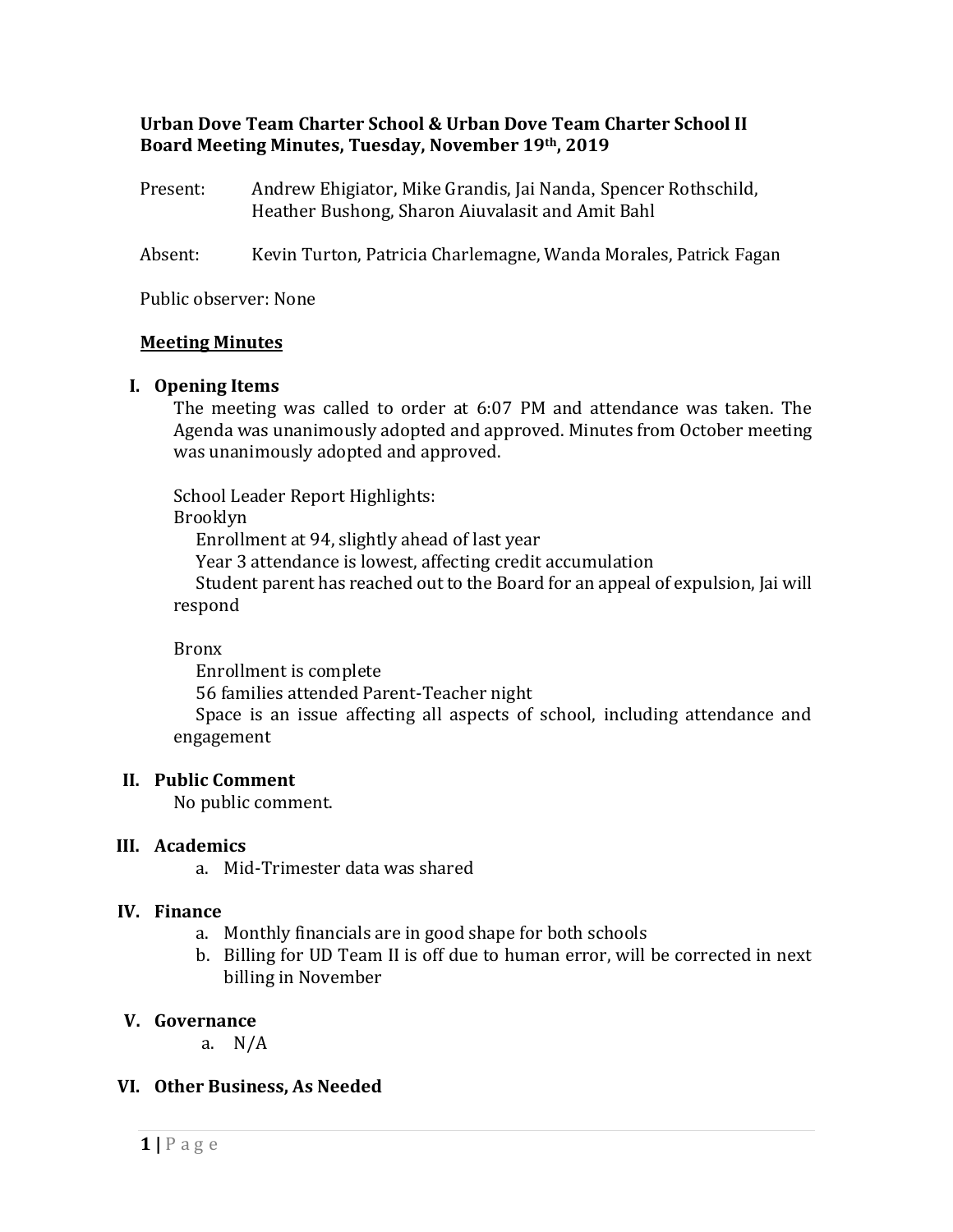**Urban Dove Team Charter School & Urban Dove Team Charter School II**
**Board Meeting Minutes, Tuesday, November 19th, 2019**

Present: Andrew Ehigiator, Mike Grandis, Jai Nanda, Spencer Rothschild, Heather Bushong, Sharon Aiuvalasit and Amit Bahl

Absent: Kevin Turton, Patricia Charlemagne, Wanda Morales, Patrick Fagan

Public observer: None

**Meeting Minutes**

## I. Opening Items

The meeting was called to order at 6:07 PM and attendance was taken. The Agenda was unanimously adopted and approved. Minutes from October meeting was unanimously adopted and approved.

School Leader Report Highlights:

Brooklyn

Enrollment at 94, slightly ahead of last year

Year 3 attendance is lowest, affecting credit accumulation

Student parent has reached out to the Board for an appeal of expulsion, Jai will respond

Bronx

Enrollment is complete

56 families attended Parent-Teacher night

Space is an issue affecting all aspects of school, including attendance and engagement

## II. Public Comment

No public comment.

## III. Academics

a. Mid-Trimester data was shared

## IV. Finance

a. Monthly financials are in good shape for both schools
b. Billing for UD Team II is off due to human error, will be corrected in next billing in November

## V. Governance

a. N/A

## VI. Other Business, As Needed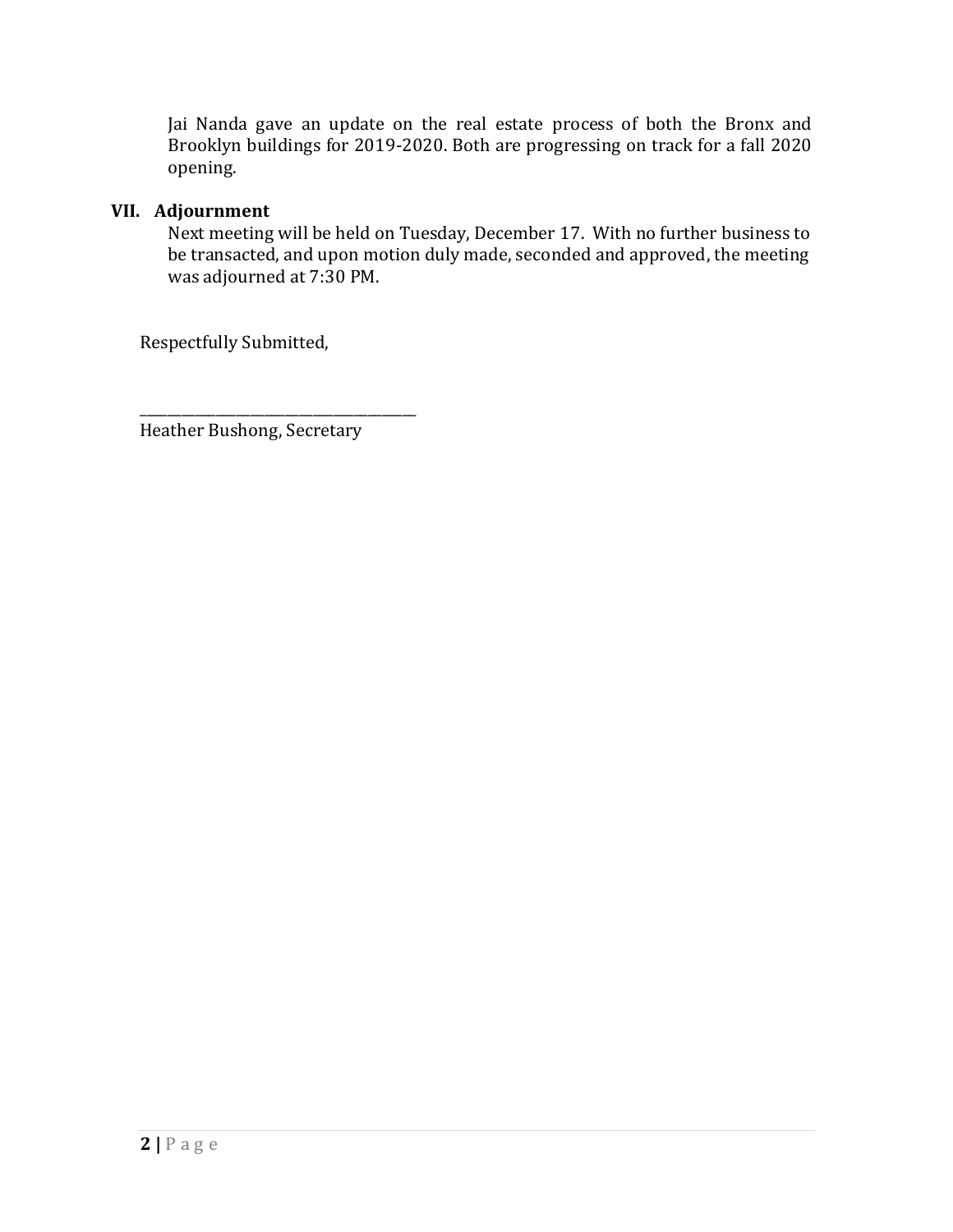Jai Nanda gave an update on the real estate process of both the Bronx and Brooklyn buildings for 2019-2020. Both are progressing on track for a fall 2020 opening.

**VII. Adjournment**

Next meeting will be held on Tuesday, December 17. With no further business to be transacted, and upon motion duly made, seconded and approved, the meeting was adjourned at 7:30 PM.

Respectfully Submitted,

\_\_\_\_\_\_\_\_\_\_\_\_\_\_\_\_\_\_\_\_\_\_\_\_\_\_\_\_\_\_\_\_\_\_\_\_\_\_

Heather Bushong, Secretary